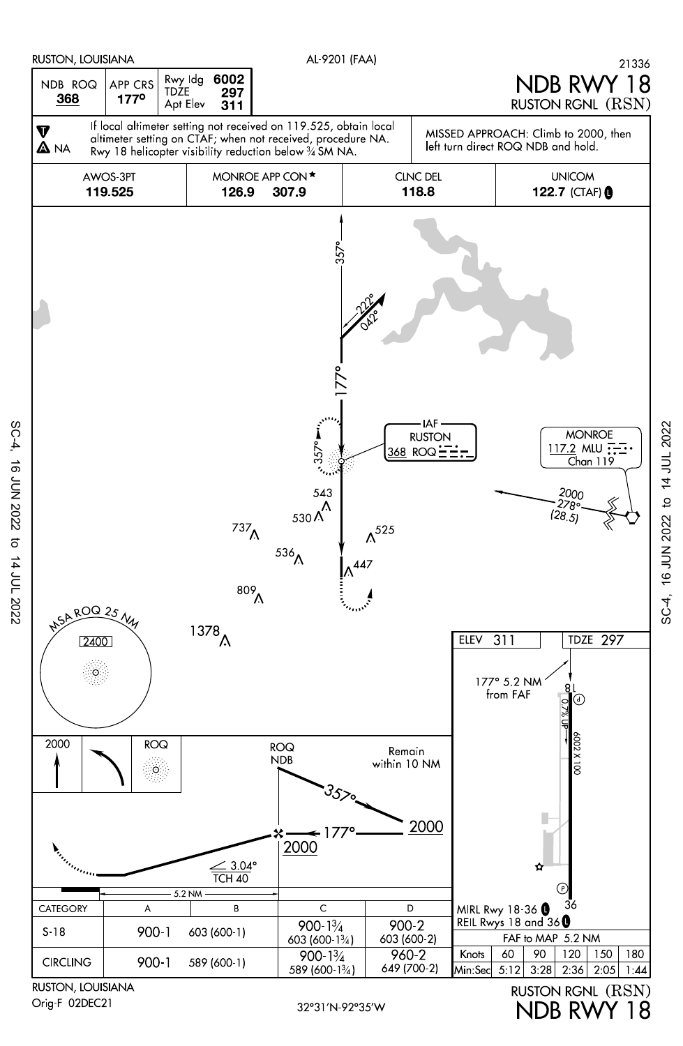RUSTON, LOUISIANA

AL-9201 (FAA)

21336

# NDB RWY 18

RUSTON RGNL (RSN)

| NDB ROQ | APP CRS | Rwy ldg | 6002 |
| --- | --- | --- | --- |
| 368 | 177° | TDZE | 297 |
| | | Apt Elev | 311 |

If local altimeter setting not received on 119.525, obtain local altimeter setting on CTAF; when not received, procedure NA. Rwy 18 helicopter visibility reduction below ¾ SM NA.

A NA

MISSED APPROACH: Climb to 2000, then left turn direct ROQ NDB and hold.

| AWOS-3PT | MONROE APP CON★ | CLNC DEL | UNICOM |
| --- | --- | --- | --- |
| 119.525 | 126.9 307.9 | 118.8 | 122.7 (CTAF) L |

IAF RUSTON 368 ROQ

MONROE 117.2 MLU Chan 119

2000 278° (28.5)

357° 177° 222° 042°

MSA ROQ 25 NM 2400

543 530 737 536 525 447 809 1378

ROQ NDB — Remain within 10 NM — 357° — 177° — 2000 — 2000 — 3.04° TCH 40 — 5.2 NM

ELEV 311 — TDZE 297

177° 5.2 NM from FAF

18 — 0.7% UP — 6002 X 100 — 36

MIRL Rwy 18-36 L
REIL Rwys 18 and 36 L

| CATEGORY | A | B | C | D |
| --- | --- | --- | --- | --- |
| S-18 | 900-1 | 603 (600-1) | 900-1¾ 603 (600-1¾) | 900-2 603 (600-2) |
| CIRCLING | 900-1 | 589 (600-1) | 900-1¾ 589 (600-1¾) | 960-2 649 (700-2) |

FAF to MAP 5.2 NM

| Knots | 60 | 90 | 120 | 150 | 180 |
| --- | --- | --- | --- | --- | --- |
| Min:Sec | 5:12 | 3:28 | 2:36 | 2:05 | 1:44 |

RUSTON, LOUISIANA

Orig-F 02DEC21

32°31′N-92°35′W

RUSTON RGNL (RSN)

NDB RWY 18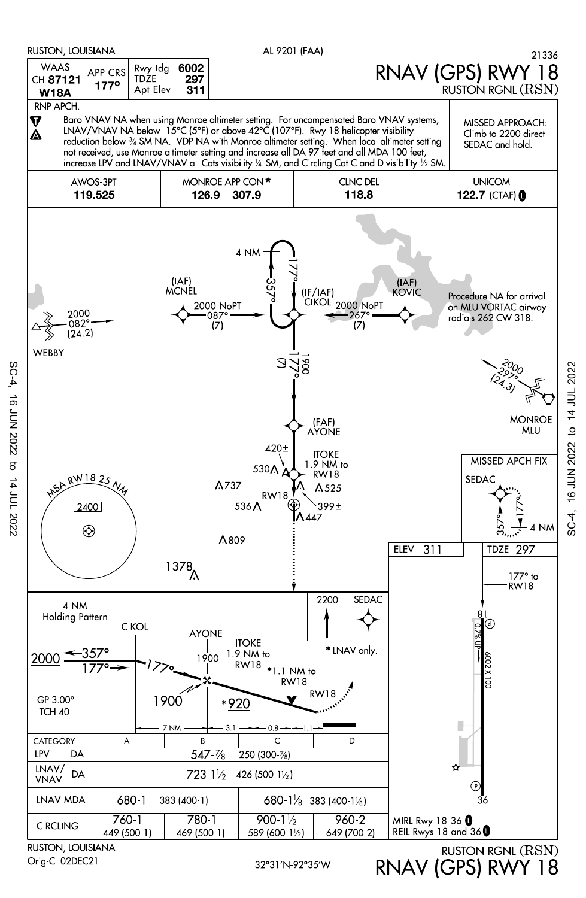RUSTON, LOUISIANA — AL-9201 (FAA) — 21336

# RNAV (GPS) RWY 18

RUSTON RGNL (RSN)

| WAAS CH 87121 W18A | APP CRS 177° | Rwy ldg 6002 / TDZE 297 / Apt Elev 311 |
|---|---|---|

RNP APCH.

Baro-VNAV NA when using Monroe altimeter setting. For uncompensated Baro-VNAV systems, LNAV/VNAV NA below -15°C (5°F) or above 42°C (107°F). Rwy 18 helicopter visibility reduction below ¾ SM NA. VDP NA with Monroe altimeter setting. When local altimeter setting not received, use Monroe altimeter setting and increase all DA 97 feet and all MDA 100 feet, increase LPV and LNAV/VNAV all Cats visibility ¼ SM, and Circling Cat C and D visibility ½ SM.

MISSED APPROACH: Climb to 2200 direct SEDAC and hold.

| AWOS-3PT | MONROE APP CON* | CLNC DEL | UNICOM |
|---|---|---|---|
| 119.525 | 126.9 307.9 | 118.8 | 122.7 (CTAF) |

Procedure NA for arrival on MLU VORTAC airway radials 262 CW 318.

(IAF) MCNEL — 2000 NoPT 087° (7)
(IF/IAF) CIKOL — 4 NM holding 357°/177°
(IAF) KOVIC — 2000 NoPT 267° (7)
WEBBY — 2000 082° (24.2)
MONROE MLU — 2000 297° (24.3)
CIKOL to AYONE: 1900 177° (7)
(FAF) AYONE
ITOKE 1.9 NM to RW18
RW18

MSA RW18 25 NM — 2400

MISSED APCH FIX: SEDAC — 357° / 177° — 4 NM

ELEV 311 — TDZE 297

Profile: 4 NM Holding Pattern; CIKOL 2000 357°/177°; AYONE 1900; ITOKE 1.9 NM to RW18; *1.1 NM to RW18; *920; GP 3.00° TCH 40; 7 NM — 3.1 — 0.8 — 1.1; 2200 SEDAC; * LNAV only.

| CATEGORY | A | B | C | D |
|---|---|---|---|---|
| LPV DA | 547-⅞ 250 (300-⅞) | | | |
| LNAV/VNAV DA | 723-1½ 426 (500-1½) | | | |
| LNAV MDA | 680-1 383 (400-1) | | 680-1⅛ 383 (400-1⅛) | |
| CIRCLING | 760-1 449 (500-1) | 780-1 469 (500-1) | 900-1½ 589 (600-1½) | 960-2 649 (700-2) |

Airport diagram: 177° to RW18; 6002 X 100; 0.7% UP; 18; 36

MIRL Rwy 18-36
REIL Rwys 18 and 36

RUSTON, LOUISIANA — Orig-C 02DEC21 — 32°31'N-92°35'W — RUSTON RGNL (RSN) RNAV (GPS) RWY 18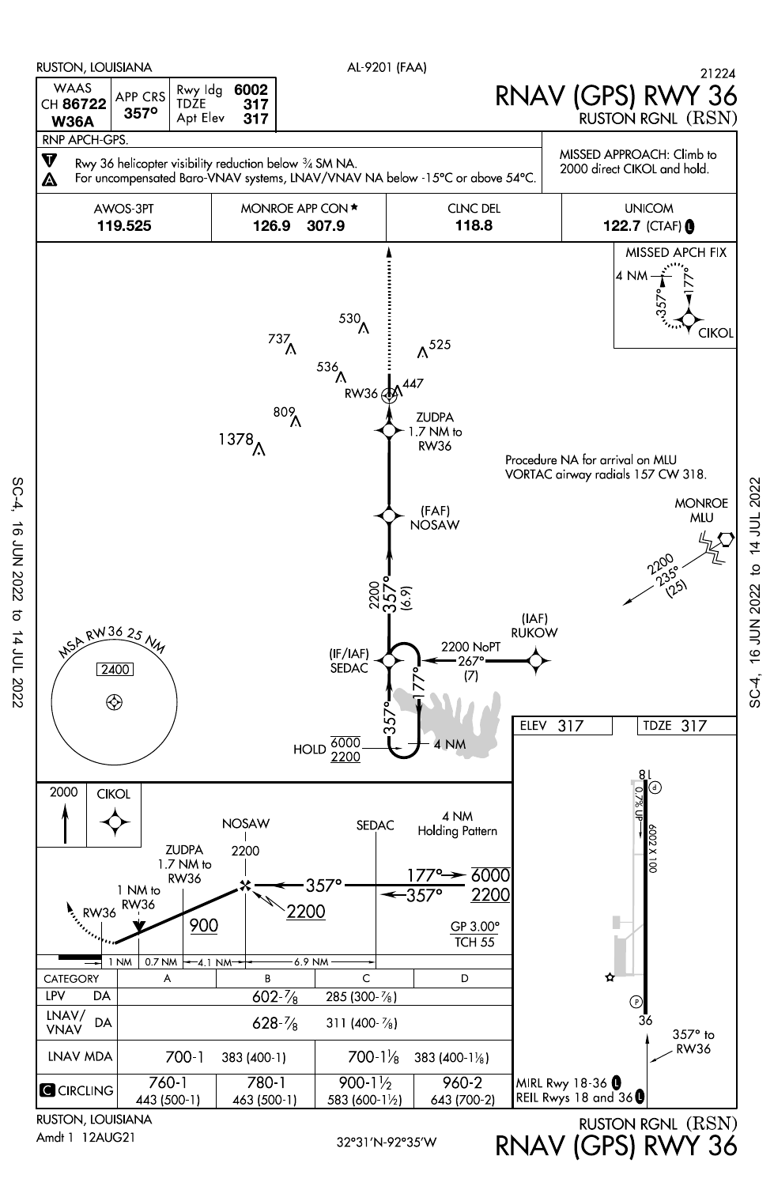RUSTON, LOUISIANA — AL-9201 (FAA) — 21224

# RNAV (GPS) RWY 36

RUSTON RGNL (RSN)

| WAAS CH 86722 W36A | APP CRS 357° | Rwy ldg 6002 TDZE 317 Apt Elev 317 |
|---|---|---|

RNP APCH-GPS.

Rwy 36 helicopter visibility reduction below ¾ SM NA.
For uncompensated Baro-VNAV systems, LNAV/VNAV NA below -15°C or above 54°C.

MISSED APPROACH: Climb to 2000 direct CIKOL and hold.

| AWOS-3PT | MONROE APP CON ★ | CLNC DEL | UNICOM |
|---|---|---|---|
| 119.525 | 126.9 307.9 | 118.8 | 122.7 (CTAF) L |

MISSED APCH FIX: CIKOL, 4 NM, 357°, 177°

Obstacles: 530, 737, 525, 536, 447, 809, 1378

RW36

ZUDPA 1.7 NM to RW36

Procedure NA for arrival on MLU VORTAC airway radials 157 CW 318.

MONROE MLU — 2200 235° (25)

(FAF) NOSAW

2200 357° (6.9)

(IAF) RUKOW — 2200 NoPT 267° (7)

(IF/IAF) SEDAC — 357°, 177°, 4 NM

HOLD 6000 / 2200

MSA RW 36 25 NM — 2400

Profile: 2000 CIKOL; NOSAW 2200; SEDAC; 4 NM Holding Pattern; ZUDPA 1.7 NM to RW36; 1 NM to RW36; RW36; 900; 357°; 2200; 177° 6000; 357° 2200; GP 3.00° TCH 55; 1 NM, 0.7 NM, 4.1 NM, 6.9 NM

| CATEGORY | A | B | C | D |
|---|---|---|---|---|
| LPV DA | 602-⅞ | | 285 (300-⅞) | |
| LNAV/VNAV DA | 628-⅞ | | 311 (400-⅞) | |
| LNAV MDA | 700-1 | 383 (400-1) | 700-1⅛ | 383 (400-1⅛) |
| C CIRCLING | 760-1 443 (500-1) | 780-1 463 (500-1) | 900-1½ 583 (600-1½) | 960-2 643 (700-2) |

ELEV 317 — TDZE 317

18 — 0.7% UP — 6002 X 100 — 36

357° to RW36

MIRL Rwy 18-36 L
REIL Rwys 18 and 36 L

RUSTON, LOUISIANA
Amdt 1 12AUG21

32°31'N-92°35'W

RUSTON RGNL (RSN)
RNAV (GPS) RWY 36

SC-4, 16 JUN 2022 to 14 JUL 2022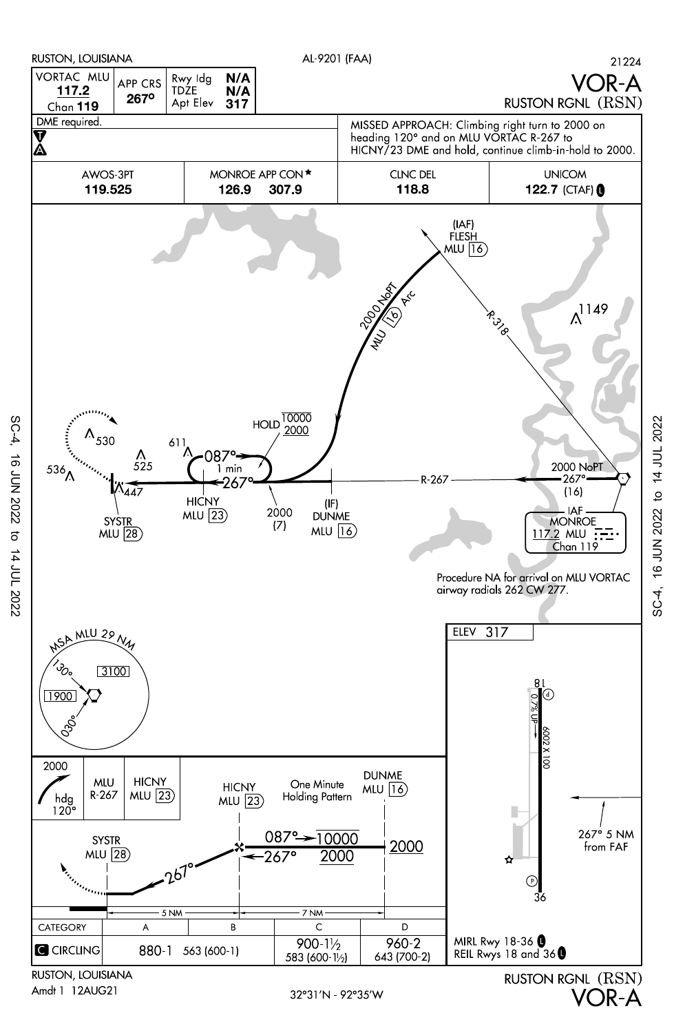RUSTON, LOUISIANA

AL-9201 (FAA)

21224

# VOR-A

RUSTON RGNL (RSN)

| VORTAC MLU | APP CRS | Rwy Idg | N/A |
|---|---|---|---|
| 117.2 | 267° | TDZE | N/A |
| Chan 119 | | Apt Elev | 317 |

DME required.

MISSED APPROACH: Climbing right turn to 2000 on heading 120° and on MLU VORTAC R-267 to HICNY/23 DME and hold, continue climb-in-hold to 2000.

| AWOS-3PT | MONROE APP CON★ | CLNC DEL | UNICOM |
|---|---|---|---|
| 119.525 | 126.9 307.9 | 118.8 | 122.7 (CTAF) L |

(IAF) FLESH MLU 16

2000 NoPT MLU 16 Arc

R-318

1149

HOLD 10000 2000

611

087°

1 min

267°

530

536

525

447

SYSTR MLU 28

HICNY MLU 23

2000 (7)

(IF) DUNME MLU 16

R-267

2000 NoPT 267° (16)

IAF MONROE 117.2 MLU Chan 119

Procedure NA for arrival on MLU VORTAC airway radials 262 CW 277.

MSA MLU 29 NM

130° 3100

1900

030°

ELEV 317

18

0.7% UP

6002 X 100

36

267° 5 NM from FAF

2000 hdg 120°

MLU R-267

HICNY MLU 23

HICNY MLU 23

One Minute Holding Pattern

DUNME MLU 16

SYSTR MLU 28

087° 10000

267° 2000

2000

267°

5 NM

7 NM

| CATEGORY | A | B | C | D |
|---|---|---|---|---|
| CIRCLING | 880-1 563 (600-1) | | 900-1½ 583 (600-1½) | 960-2 643 (700-2) |

MIRL Rwy 18-36 L

REIL Rwys 18 and 36 L

RUSTON, LOUISIANA

Amdt 1 12AUG21

32°31'N - 92°35'W

RUSTON RGNL (RSN)

VOR-A